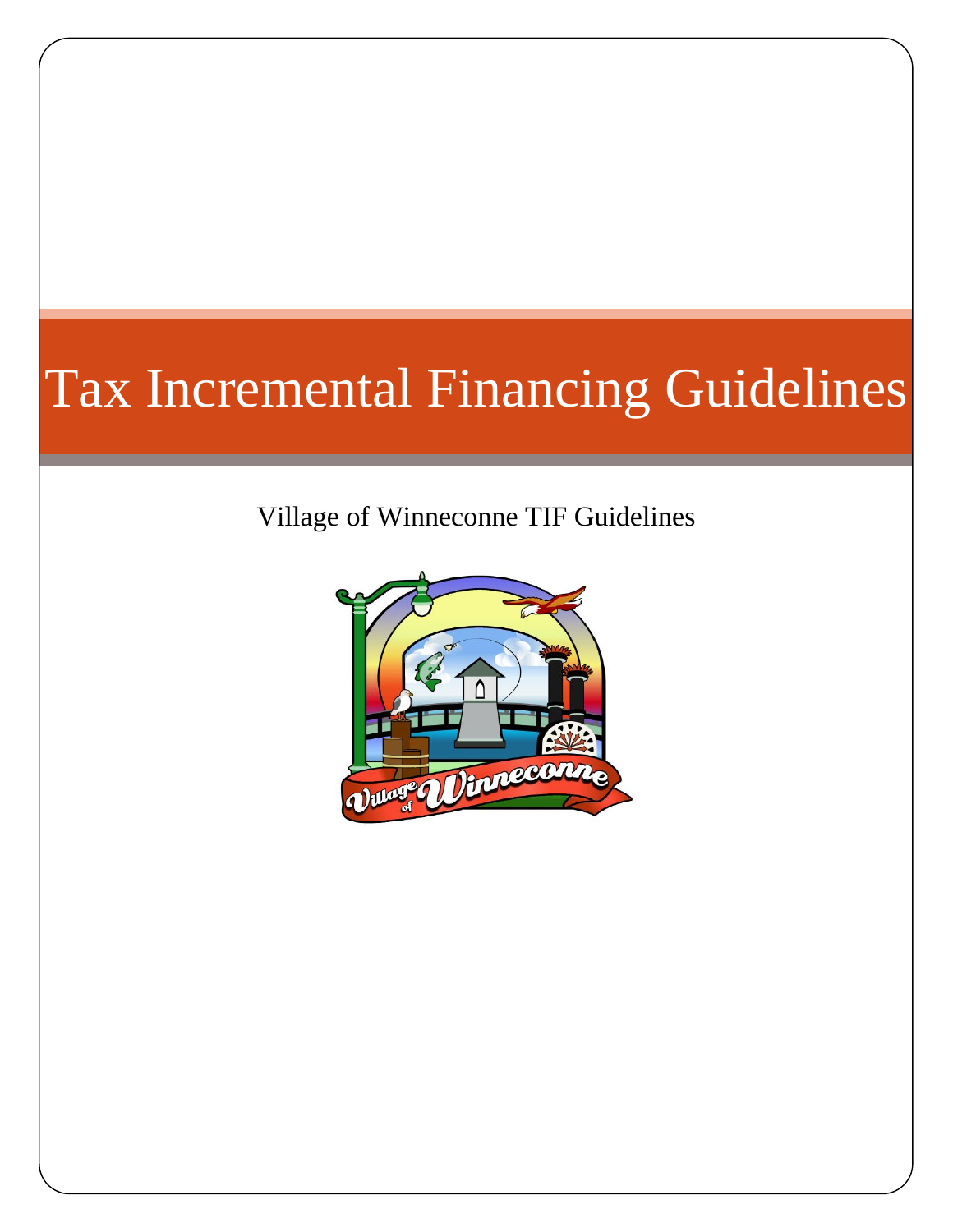# Tax Incremental Financing Guidelines

Village of Winneconne TIF Guidelines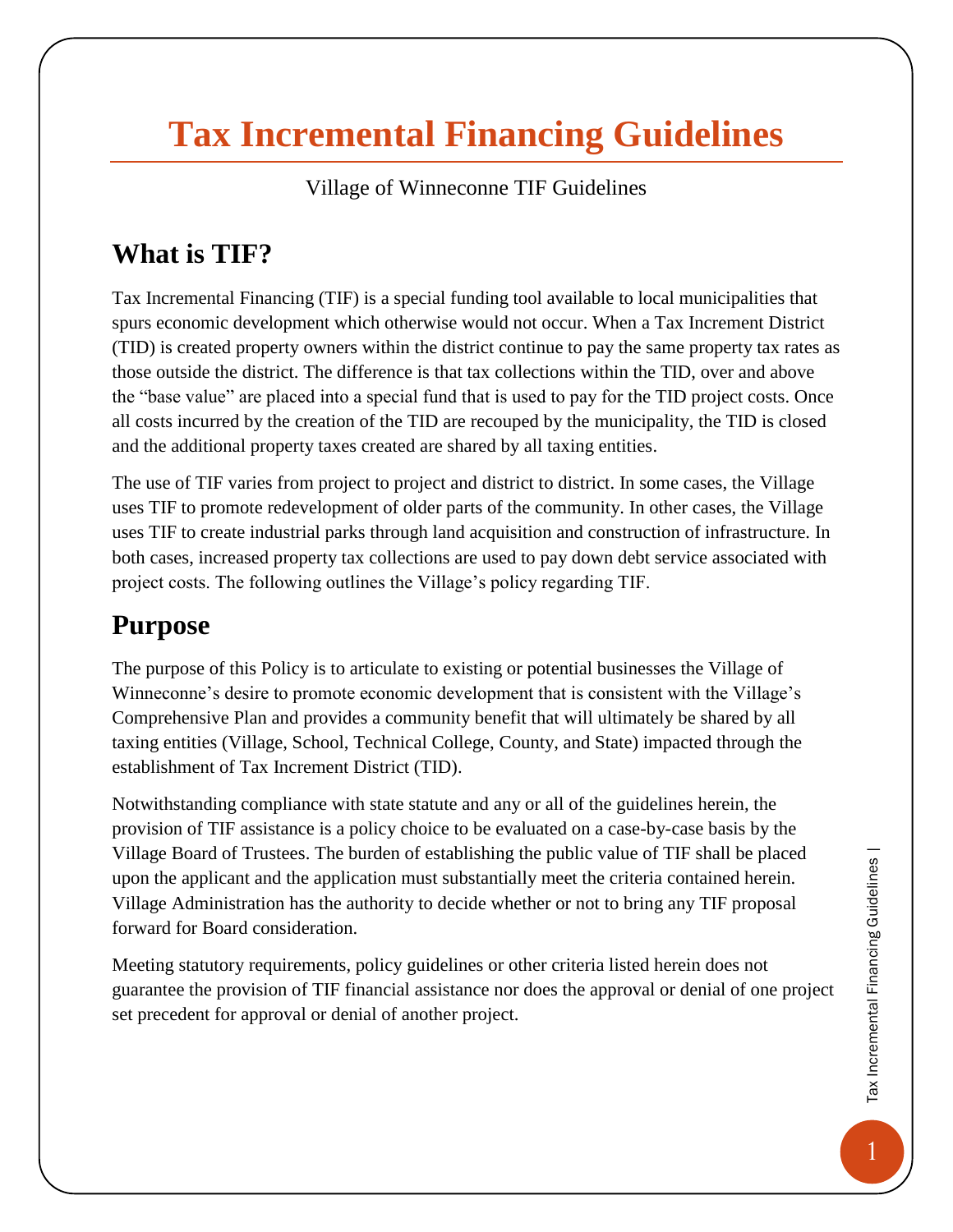# Tax Incremental Financing Guidelines

Village of Winneconne TIF Guidelines

## What is TIF?

Tax Incremental Financing (TIF) is a special funding tool available to local municipalities that spurs economic development which otherwise would not occur. When a Tax Increment District (TID) is created property owners within the district continue to pay the same property tax rates as those outside the district. The difference is that tax collections within the TID, over and above the "base value" are placed into a special fund that is used to pay for the TID project costs. Once all costs incurred by the creation of the TID are recouped by the municipality, the TID is closed and the additional property taxes created are shared by all taxing entities.

The use of TIF varies from project to project and district to district. In some cases, the Village uses TIF to promote redevelopment of older parts of the community. In other cases, the Village uses TIF to create industrial parks through land acquisition and construction of infrastructure. In both cases, increased property tax collections are used to pay down debt service associated with project costs. The following outlines the Village's policy regarding TIF.

## Purpose

The purpose of this Policy is to articulate to existing or potential businesses the Village of Winneconne's desire to promote economic development that is consistent with the Village's Comprehensive Plan and provides a community benefit that will ultimately be shared by all taxing entities (Village, School, Technical College, County, and State) impacted through the establishment of Tax Increment District (TID).

Notwithstanding compliance with state statute and any or all of the guidelines herein, the provision of TIF assistance is a policy choice to be evaluated on a case-by-case basis by the Village Board of Trustees. The burden of establishing the public value of TIF shall be placed upon the applicant and the application must substantially meet the criteria contained herein. Village Administration has the authority to decide whether or not to bring any TIF proposal forward for Board consideration.

Meeting statutory requirements, policy guidelines or other criteria listed herein does not guarantee the provision of TIF financial assistance nor does the approval or denial of one project set precedent for approval or denial of another project.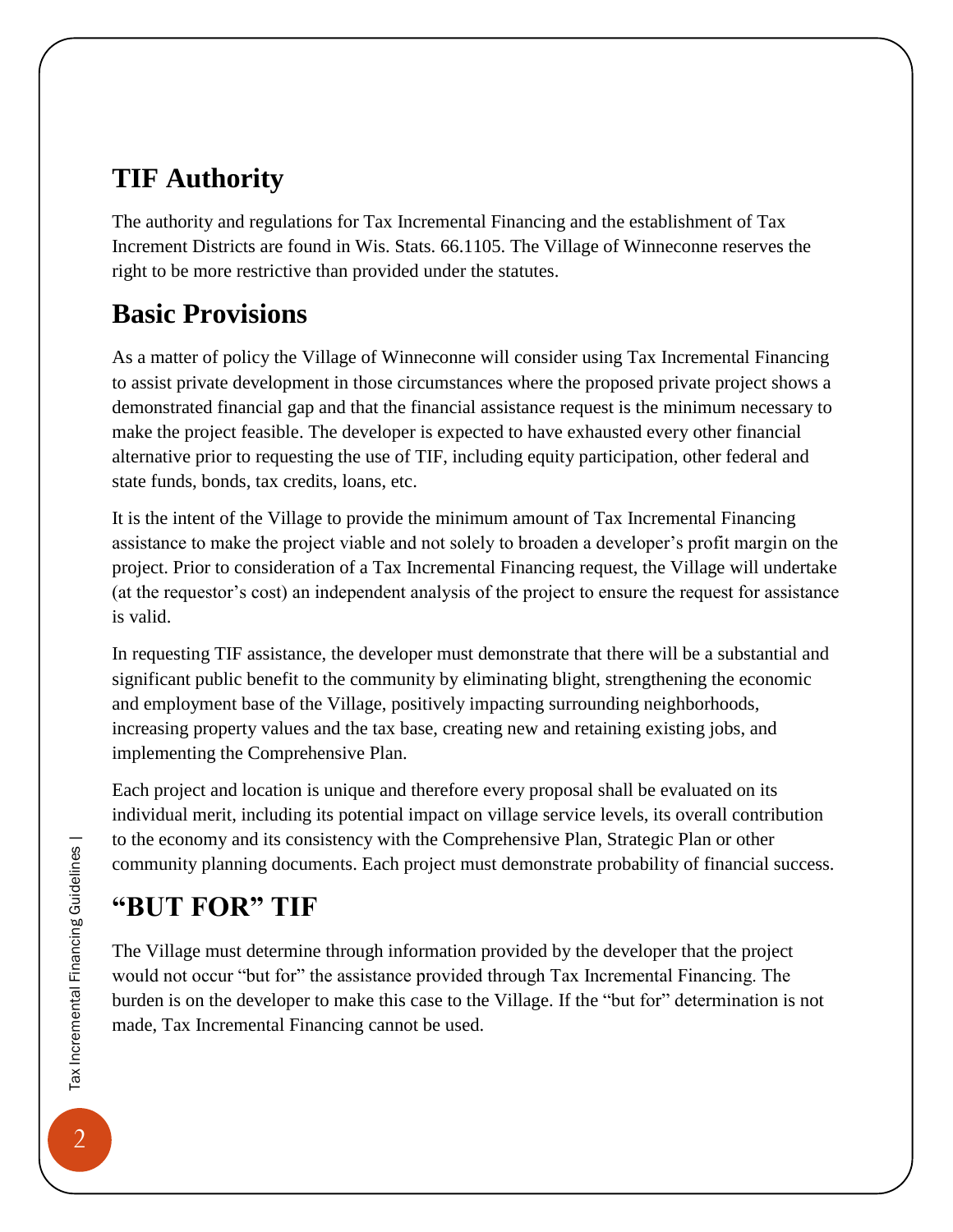## TIF Authority

The authority and regulations for Tax Incremental Financing and the establishment of Tax Increment Districts are found in Wis. Stats. 66.1105. The Village of Winneconne reserves the right to be more restrictive than provided under the statutes.

## Basic Provisions

As a matter of policy the Village of Winneconne will consider using Tax Incremental Financing to assist private development in those circumstances where the proposed private project shows a demonstrated financial gap and that the financial assistance request is the minimum necessary to make the project feasible. The developer is expected to have exhausted every other financial alternative prior to requesting the use of TIF, including equity participation, other federal and state funds, bonds, tax credits, loans, etc.

It is the intent of the Village to provide the minimum amount of Tax Incremental Financing assistance to make the project viable and not solely to broaden a developer's profit margin on the project. Prior to consideration of a Tax Incremental Financing request, the Village will undertake (at the requestor's cost) an independent analysis of the project to ensure the request for assistance is valid.

In requesting TIF assistance, the developer must demonstrate that there will be a substantial and significant public benefit to the community by eliminating blight, strengthening the economic and employment base of the Village, positively impacting surrounding neighborhoods, increasing property values and the tax base, creating new and retaining existing jobs, and implementing the Comprehensive Plan.

Each project and location is unique and therefore every proposal shall be evaluated on its individual merit, including its potential impact on village service levels, its overall contribution to the economy and its consistency with the Comprehensive Plan, Strategic Plan or other community planning documents. Each project must demonstrate probability of financial success.

## "BUT FOR" TIF

The Village must determine through information provided by the developer that the project would not occur "but for" the assistance provided through Tax Incremental Financing. The burden is on the developer to make this case to the Village. If the "but for" determination is not made, Tax Incremental Financing cannot be used.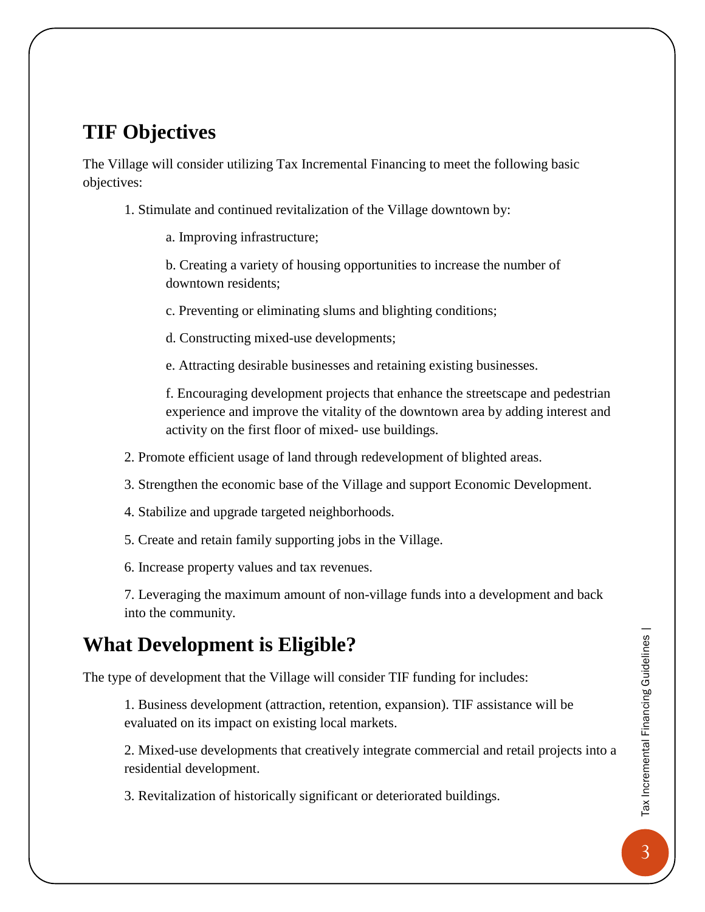## TIF Objectives

The Village will consider utilizing Tax Incremental Financing to meet the following basic objectives:

1. Stimulate and continued revitalization of the Village downtown by:

    a. Improving infrastructure;

    b. Creating a variety of housing opportunities to increase the number of downtown residents;

    c. Preventing or eliminating slums and blighting conditions;

    d. Constructing mixed-use developments;

    e. Attracting desirable businesses and retaining existing businesses.

    f. Encouraging development projects that enhance the streetscape and pedestrian experience and improve the vitality of the downtown area by adding interest and activity on the first floor of mixed- use buildings.

2. Promote efficient usage of land through redevelopment of blighted areas.

3. Strengthen the economic base of the Village and support Economic Development.

4. Stabilize and upgrade targeted neighborhoods.

5. Create and retain family supporting jobs in the Village.

6. Increase property values and tax revenues.

7. Leveraging the maximum amount of non-village funds into a development and back into the community.

## What Development is Eligible?

The type of development that the Village will consider TIF funding for includes:

1. Business development (attraction, retention, expansion). TIF assistance will be evaluated on its impact on existing local markets.

2. Mixed-use developments that creatively integrate commercial and retail projects into a residential development.

3. Revitalization of historically significant or deteriorated buildings.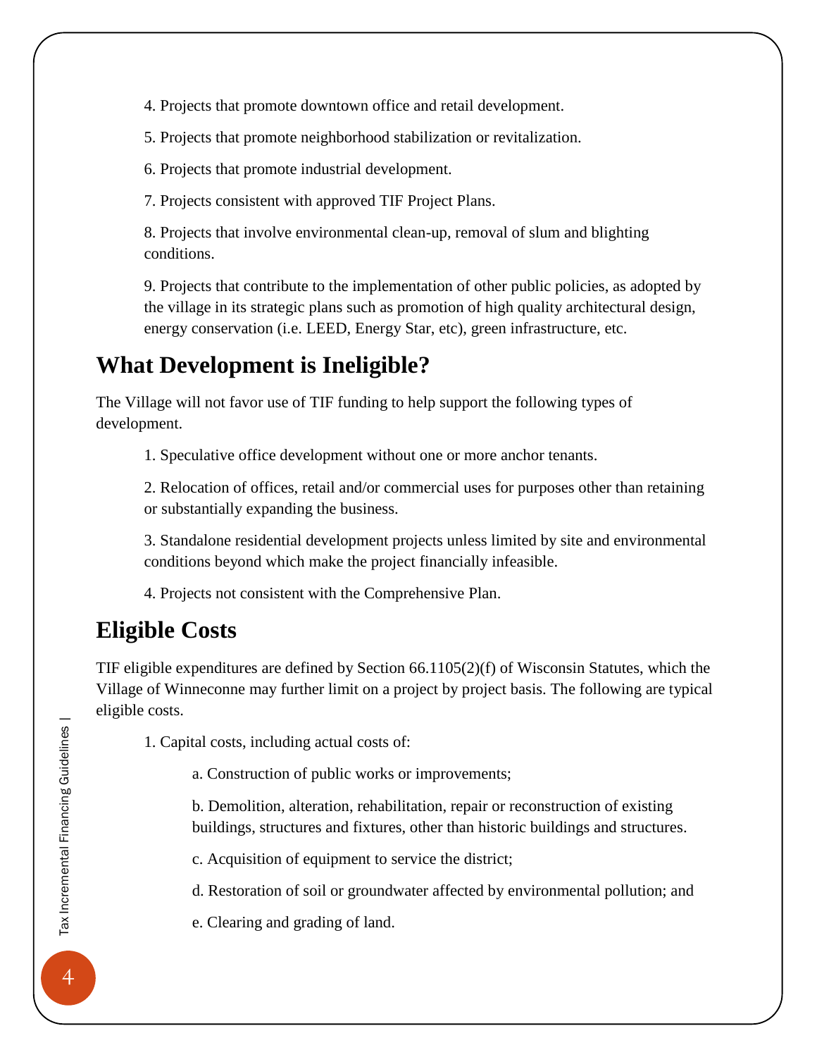4. Projects that promote downtown office and retail development.

5. Projects that promote neighborhood stabilization or revitalization.

6. Projects that promote industrial development.

7. Projects consistent with approved TIF Project Plans.

8. Projects that involve environmental clean-up, removal of slum and blighting conditions.

9. Projects that contribute to the implementation of other public policies, as adopted by the village in its strategic plans such as promotion of high quality architectural design, energy conservation (i.e. LEED, Energy Star, etc), green infrastructure, etc.

## What Development is Ineligible?

The Village will not favor use of TIF funding to help support the following types of development.

1. Speculative office development without one or more anchor tenants.

2. Relocation of offices, retail and/or commercial uses for purposes other than retaining or substantially expanding the business.

3. Standalone residential development projects unless limited by site and environmental conditions beyond which make the project financially infeasible.

4. Projects not consistent with the Comprehensive Plan.

## Eligible Costs

TIF eligible expenditures are defined by Section 66.1105(2)(f) of Wisconsin Statutes, which the Village of Winneconne may further limit on a project by project basis. The following are typical eligible costs.

1. Capital costs, including actual costs of:

    a. Construction of public works or improvements;

    b. Demolition, alteration, rehabilitation, repair or reconstruction of existing buildings, structures and fixtures, other than historic buildings and structures.

    c. Acquisition of equipment to service the district;

    d. Restoration of soil or groundwater affected by environmental pollution; and

    e. Clearing and grading of land.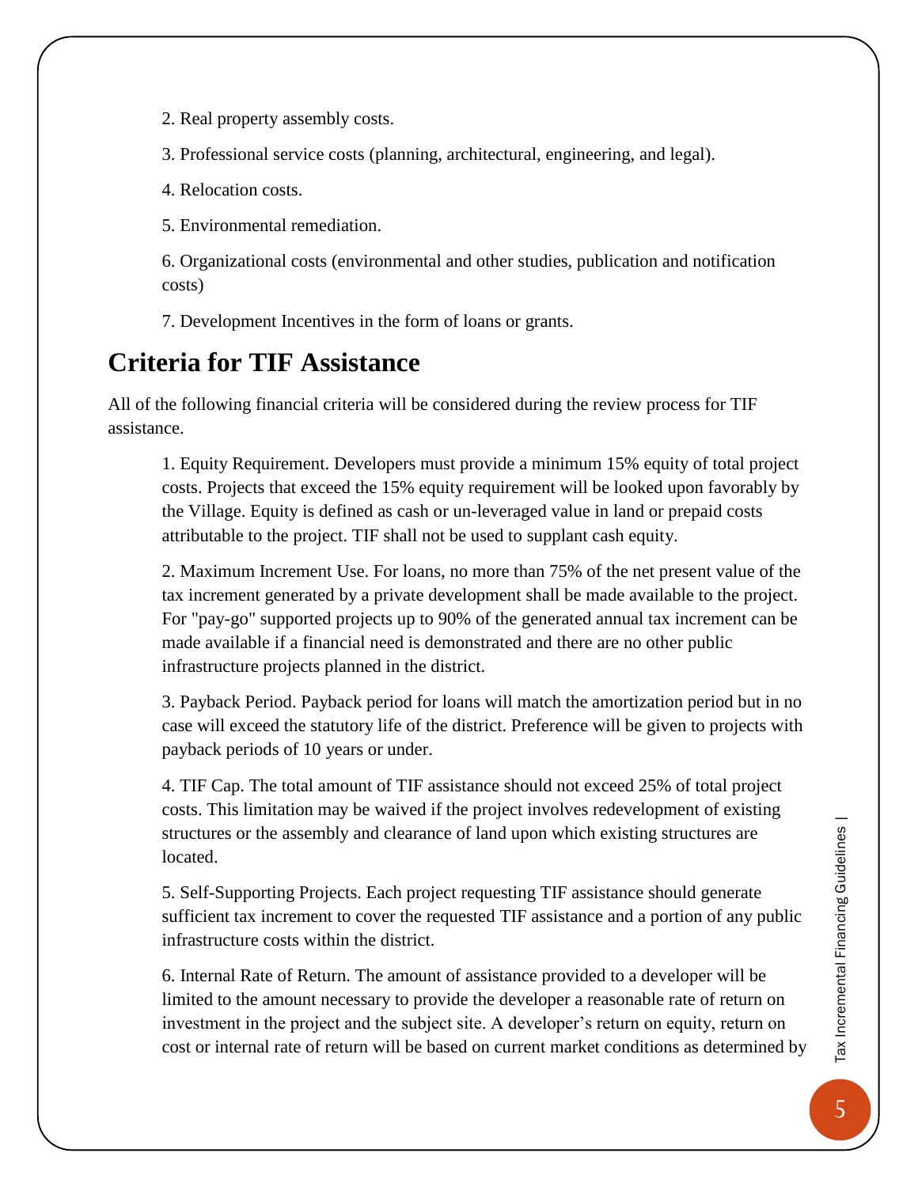2. Real property assembly costs.

3. Professional service costs (planning, architectural, engineering, and legal).

4. Relocation costs.

5. Environmental remediation.

6. Organizational costs (environmental and other studies, publication and notification costs)

7. Development Incentives in the form of loans or grants.

## Criteria for TIF Assistance

All of the following financial criteria will be considered during the review process for TIF assistance.

1. Equity Requirement. Developers must provide a minimum 15% equity of total project costs. Projects that exceed the 15% equity requirement will be looked upon favorably by the Village. Equity is defined as cash or un-leveraged value in land or prepaid costs attributable to the project. TIF shall not be used to supplant cash equity.

2. Maximum Increment Use. For loans, no more than 75% of the net present value of the tax increment generated by a private development shall be made available to the project. For "pay-go" supported projects up to 90% of the generated annual tax increment can be made available if a financial need is demonstrated and there are no other public infrastructure projects planned in the district.

3. Payback Period. Payback period for loans will match the amortization period but in no case will exceed the statutory life of the district. Preference will be given to projects with payback periods of 10 years or under.

4. TIF Cap. The total amount of TIF assistance should not exceed 25% of total project costs. This limitation may be waived if the project involves redevelopment of existing structures or the assembly and clearance of land upon which existing structures are located.

5. Self-Supporting Projects. Each project requesting TIF assistance should generate sufficient tax increment to cover the requested TIF assistance and a portion of any public infrastructure costs within the district.

6. Internal Rate of Return. The amount of assistance provided to a developer will be limited to the amount necessary to provide the developer a reasonable rate of return on investment in the project and the subject site. A developer's return on equity, return on cost or internal rate of return will be based on current market conditions as determined by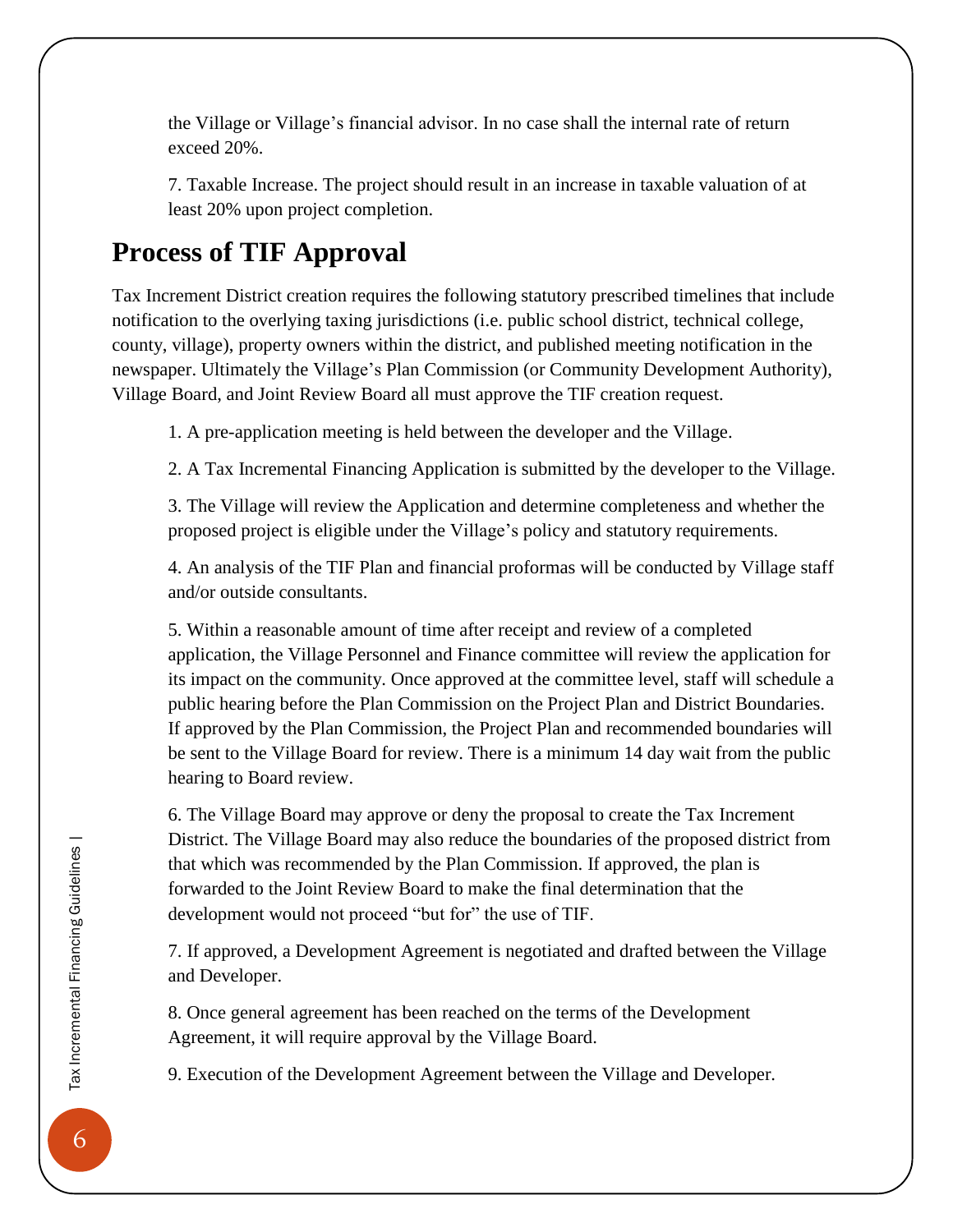the Village or Village's financial advisor. In no case shall the internal rate of return exceed 20%.

7. Taxable Increase. The project should result in an increase in taxable valuation of at least 20% upon project completion.

## Process of TIF Approval

Tax Increment District creation requires the following statutory prescribed timelines that include notification to the overlying taxing jurisdictions (i.e. public school district, technical college, county, village), property owners within the district, and published meeting notification in the newspaper. Ultimately the Village's Plan Commission (or Community Development Authority), Village Board, and Joint Review Board all must approve the TIF creation request.

1. A pre-application meeting is held between the developer and the Village.

2. A Tax Incremental Financing Application is submitted by the developer to the Village.

3. The Village will review the Application and determine completeness and whether the proposed project is eligible under the Village's policy and statutory requirements.

4. An analysis of the TIF Plan and financial proformas will be conducted by Village staff and/or outside consultants.

5. Within a reasonable amount of time after receipt and review of a completed application, the Village Personnel and Finance committee will review the application for its impact on the community. Once approved at the committee level, staff will schedule a public hearing before the Plan Commission on the Project Plan and District Boundaries. If approved by the Plan Commission, the Project Plan and recommended boundaries will be sent to the Village Board for review. There is a minimum 14 day wait from the public hearing to Board review.

6. The Village Board may approve or deny the proposal to create the Tax Increment District. The Village Board may also reduce the boundaries of the proposed district from that which was recommended by the Plan Commission. If approved, the plan is forwarded to the Joint Review Board to make the final determination that the development would not proceed "but for" the use of TIF.

7. If approved, a Development Agreement is negotiated and drafted between the Village and Developer.

8. Once general agreement has been reached on the terms of the Development Agreement, it will require approval by the Village Board.

9. Execution of the Development Agreement between the Village and Developer.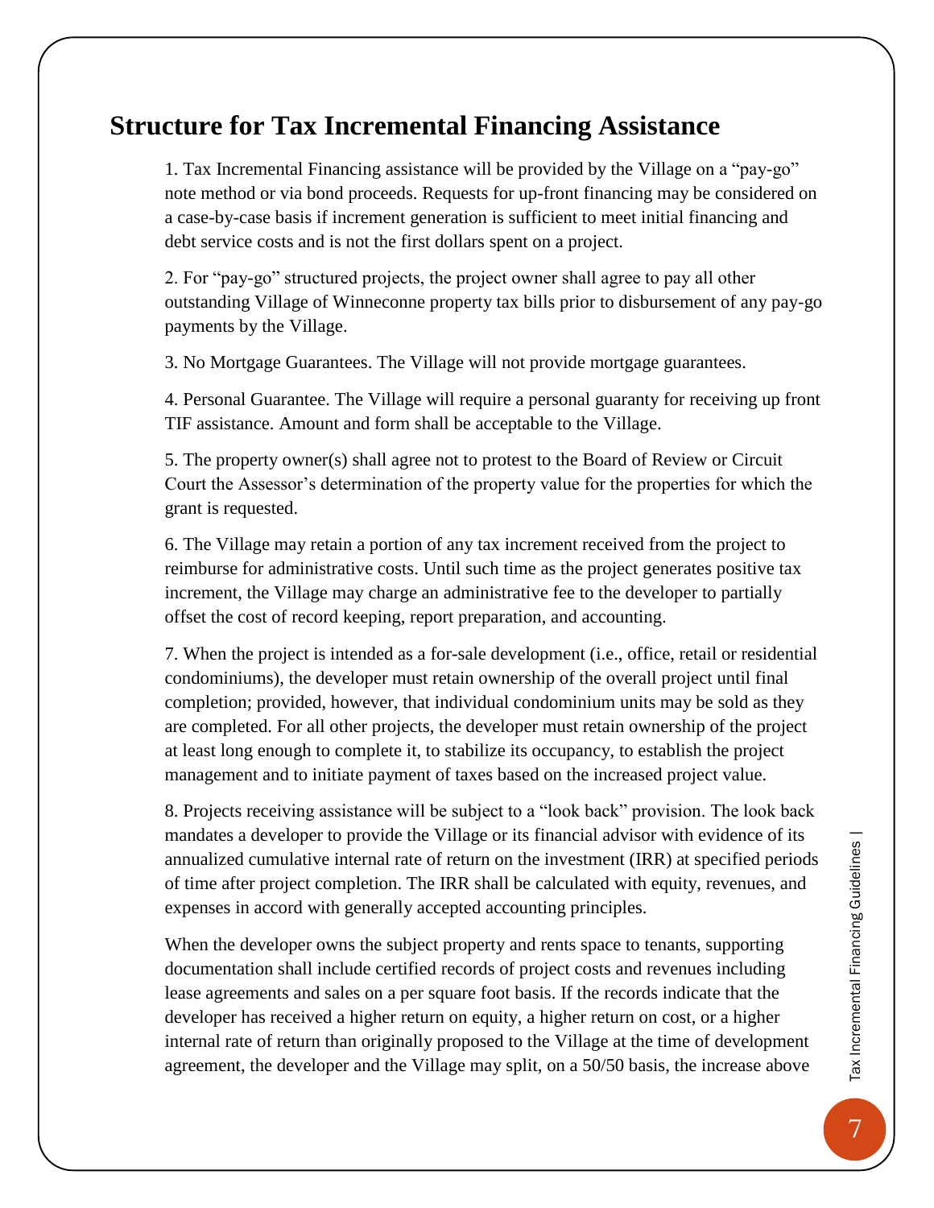## Structure for Tax Incremental Financing Assistance

1. Tax Incremental Financing assistance will be provided by the Village on a "pay-go" note method or via bond proceeds. Requests for up-front financing may be considered on a case-by-case basis if increment generation is sufficient to meet initial financing and debt service costs and is not the first dollars spent on a project.

2. For "pay-go" structured projects, the project owner shall agree to pay all other outstanding Village of Winneconne property tax bills prior to disbursement of any pay-go payments by the Village.

3. No Mortgage Guarantees. The Village will not provide mortgage guarantees.

4. Personal Guarantee. The Village will require a personal guaranty for receiving up front TIF assistance. Amount and form shall be acceptable to the Village.

5. The property owner(s) shall agree not to protest to the Board of Review or Circuit Court the Assessor's determination of the property value for the properties for which the grant is requested.

6. The Village may retain a portion of any tax increment received from the project to reimburse for administrative costs. Until such time as the project generates positive tax increment, the Village may charge an administrative fee to the developer to partially offset the cost of record keeping, report preparation, and accounting.

7. When the project is intended as a for-sale development (i.e., office, retail or residential condominiums), the developer must retain ownership of the overall project until final completion; provided, however, that individual condominium units may be sold as they are completed. For all other projects, the developer must retain ownership of the project at least long enough to complete it, to stabilize its occupancy, to establish the project management and to initiate payment of taxes based on the increased project value.

8. Projects receiving assistance will be subject to a "look back" provision. The look back mandates a developer to provide the Village or its financial advisor with evidence of its annualized cumulative internal rate of return on the investment (IRR) at specified periods of time after project completion. The IRR shall be calculated with equity, revenues, and expenses in accord with generally accepted accounting principles.

When the developer owns the subject property and rents space to tenants, supporting documentation shall include certified records of project costs and revenues including lease agreements and sales on a per square foot basis. If the records indicate that the developer has received a higher return on equity, a higher return on cost, or a higher internal rate of return than originally proposed to the Village at the time of development agreement, the developer and the Village may split, on a 50/50 basis, the increase above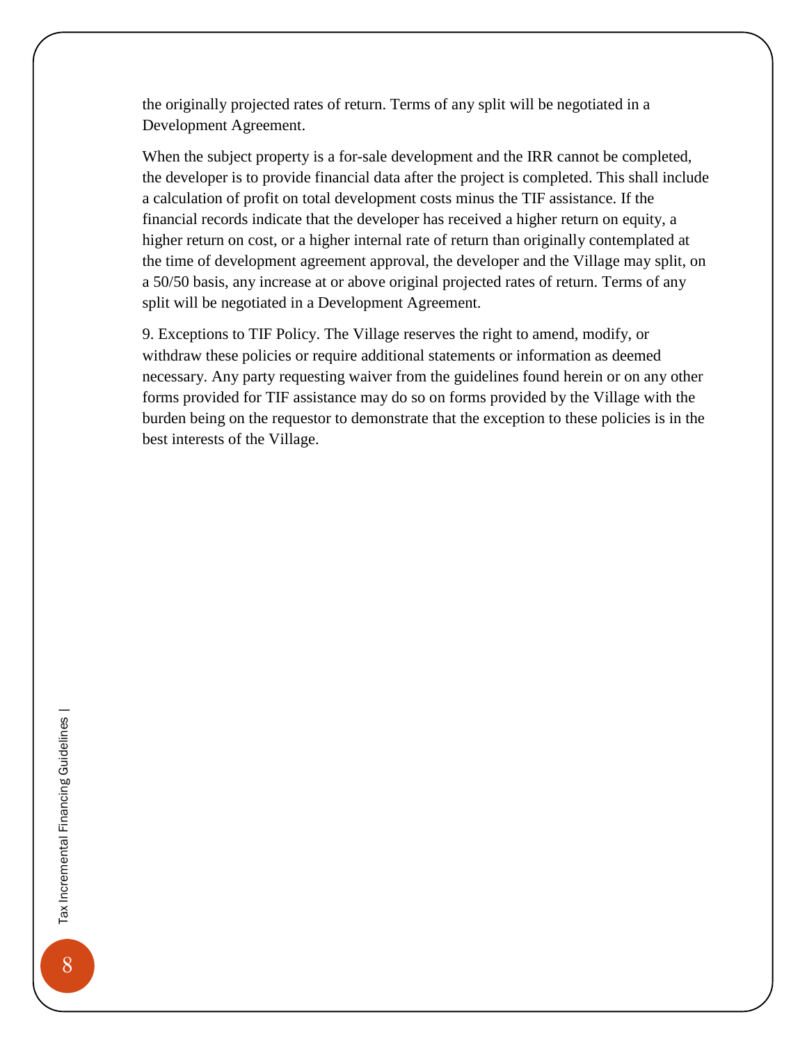the originally projected rates of return. Terms of any split will be negotiated in a Development Agreement.

When the subject property is a for-sale development and the IRR cannot be completed, the developer is to provide financial data after the project is completed. This shall include a calculation of profit on total development costs minus the TIF assistance. If the financial records indicate that the developer has received a higher return on equity, a higher return on cost, or a higher internal rate of return than originally contemplated at the time of development agreement approval, the developer and the Village may split, on a 50/50 basis, any increase at or above original projected rates of return. Terms of any split will be negotiated in a Development Agreement.

9. Exceptions to TIF Policy. The Village reserves the right to amend, modify, or withdraw these policies or require additional statements or information as deemed necessary. Any party requesting waiver from the guidelines found herein or on any other forms provided for TIF assistance may do so on forms provided by the Village with the burden being on the requestor to demonstrate that the exception to these policies is in the best interests of the Village.